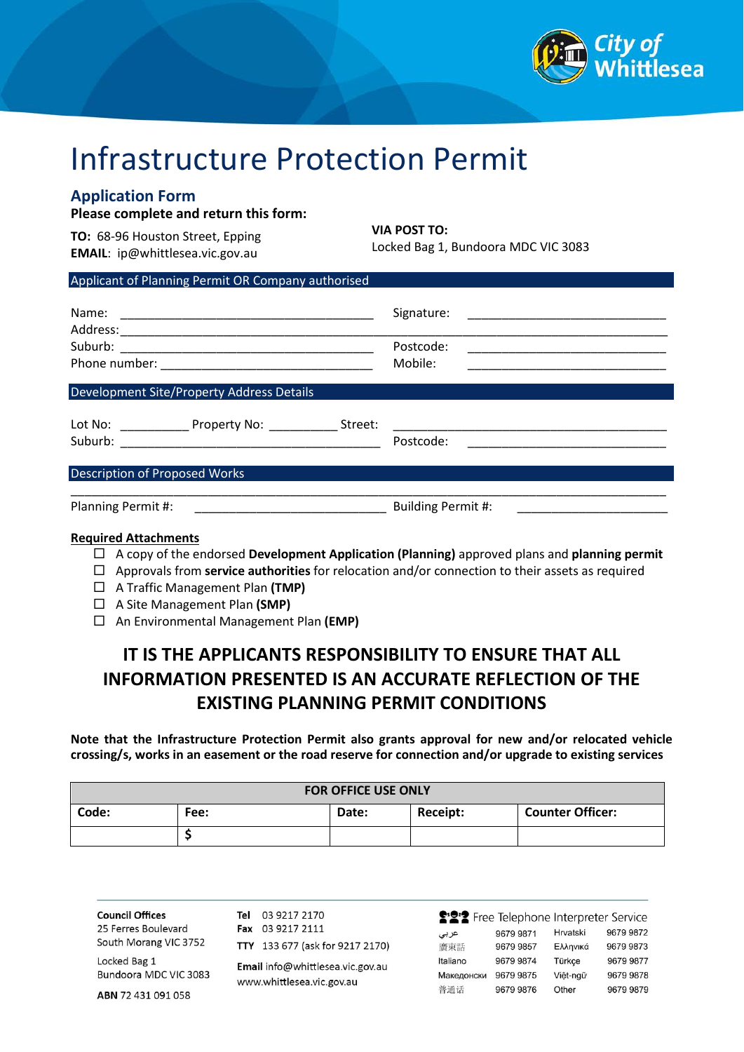City of Whittlesea

# Infrastructure Protection Permit

## Application Form

**Please complete and return this form:**

**TO:** 68-96 Houston Street, Epping
**EMAIL**: ip@whittlesea.vic.gov.au

**VIA POST TO:**
Locked Bag 1, Bundoora MDC VIC 3083

### Applicant of Planning Permit OR Company authorised

Name: ______________________________________ Signature: ______________________________
Address: ________________________________________________________________________________
Suburb: ______________________________________ Postcode: ______________________________
Phone number: _______________________________ Mobile: ______________________________

### Development Site/Property Address Details

Lot No: __________ Property No: __________ Street: ___________________________________________
Suburb: _________________________________________ Postcode: ______________________________

### Description of Proposed Works

_____________________________________________________________________________________________
Planning Permit #: _____________________________ Building Permit #: ______________________

**Required Attachments**

- ☐ A copy of the endorsed **Development Application (Planning)** approved plans and **planning permit**
- ☐ Approvals from **service authorities** for relocation and/or connection to their assets as required
- ☐ A Traffic Management Plan **(TMP)**
- ☐ A Site Management Plan **(SMP)**
- ☐ An Environmental Management Plan **(EMP)**

**IT IS THE APPLICANTS RESPONSIBILITY TO ENSURE THAT ALL INFORMATION PRESENTED IS AN ACCURATE REFLECTION OF THE EXISTING PLANNING PERMIT CONDITIONS**

**Note that the Infrastructure Protection Permit also grants approval for new and/or relocated vehicle crossing/s, works in an easement or the road reserve for connection and/or upgrade to existing services**

| FOR OFFICE USE ONLY | | | | |
|---|---|---|---|---|
| **Code:** | **Fee:** | **Date:** | **Receipt:** | **Counter Officer:** |
| | $ | | | |

**Council Offices**
25 Ferres Boulevard
South Morang VIC 3752

Locked Bag 1
Bundoora MDC VIC 3083

**ABN** 72 431 091 058

**Tel** 03 9217 2170
**Fax** 03 9217 2111
**TTY** 133 677 (ask for 9217 2170)

**Email** info@whittlesea.vic.gov.au
www.whittlesea.vic.gov.au

Free Telephone Interpreter Service

| | | | |
|---|---|---|---|
| عربي | 9679 9871 | Hrvatski | 9679 9872 |
| 廣東話 | 9679 9857 | Ελληνικά | 9679 9873 |
| Italiano | 9679 9874 | Türkçe | 9679 9877 |
| Македонски | 9679 9875 | Việt-ngữ | 9679 9878 |
| 普通话 | 9679 9876 | Other | 9679 9879 |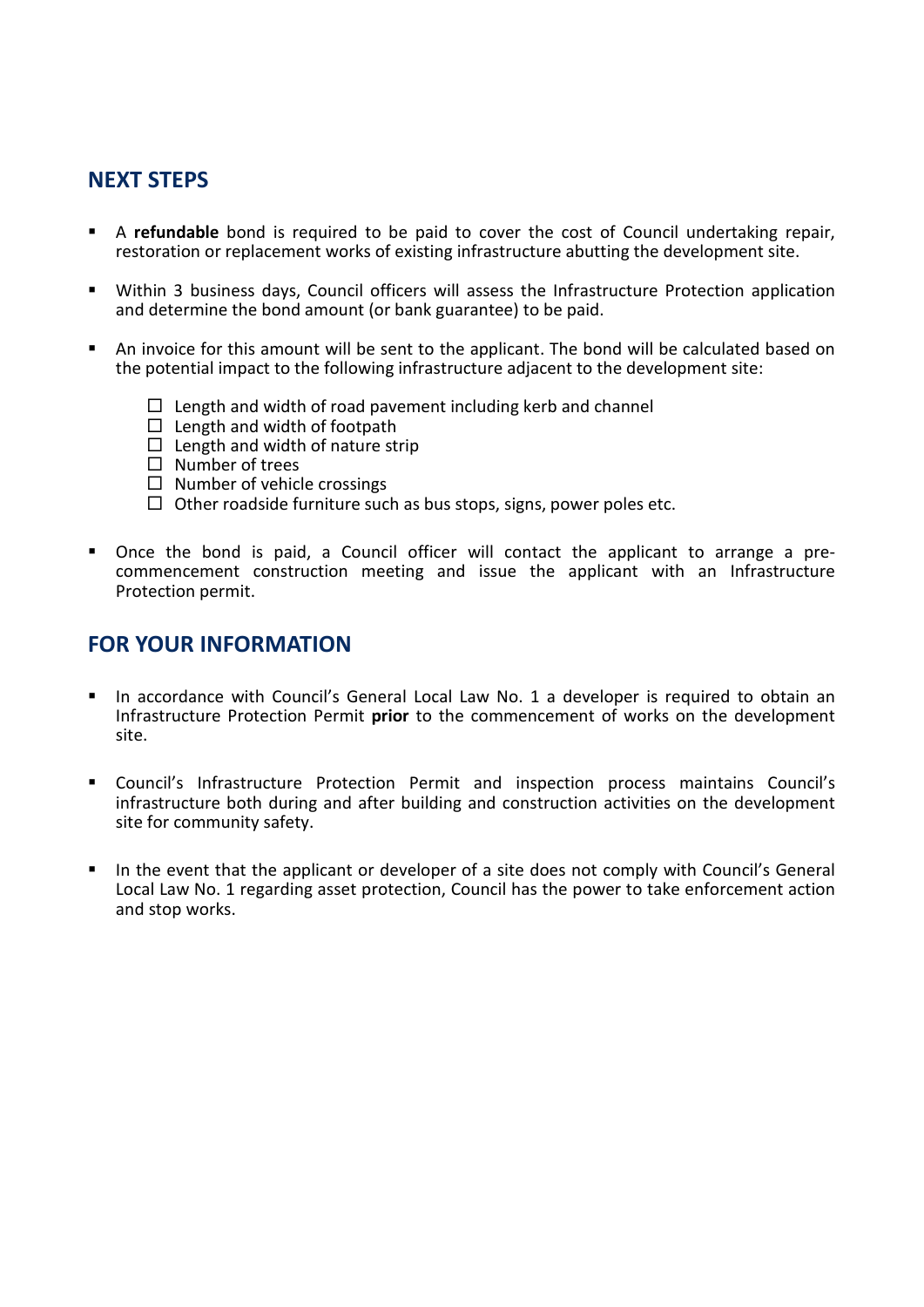## NEXT STEPS

- A **refundable** bond is required to be paid to cover the cost of Council undertaking repair, restoration or replacement works of existing infrastructure abutting the development site.

- Within 3 business days, Council officers will assess the Infrastructure Protection application and determine the bond amount (or bank guarantee) to be paid.

- An invoice for this amount will be sent to the applicant. The bond will be calculated based on the potential impact to the following infrastructure adjacent to the development site:

  - ☐ Length and width of road pavement including kerb and channel
  - ☐ Length and width of footpath
  - ☐ Length and width of nature strip
  - ☐ Number of trees
  - ☐ Number of vehicle crossings
  - ☐ Other roadside furniture such as bus stops, signs, power poles etc.

- Once the bond is paid, a Council officer will contact the applicant to arrange a pre-commencement construction meeting and issue the applicant with an Infrastructure Protection permit.

## FOR YOUR INFORMATION

- In accordance with Council's General Local Law No. 1 a developer is required to obtain an Infrastructure Protection Permit **prior** to the commencement of works on the development site.

- Council's Infrastructure Protection Permit and inspection process maintains Council's infrastructure both during and after building and construction activities on the development site for community safety.

- In the event that the applicant or developer of a site does not comply with Council's General Local Law No. 1 regarding asset protection, Council has the power to take enforcement action and stop works.